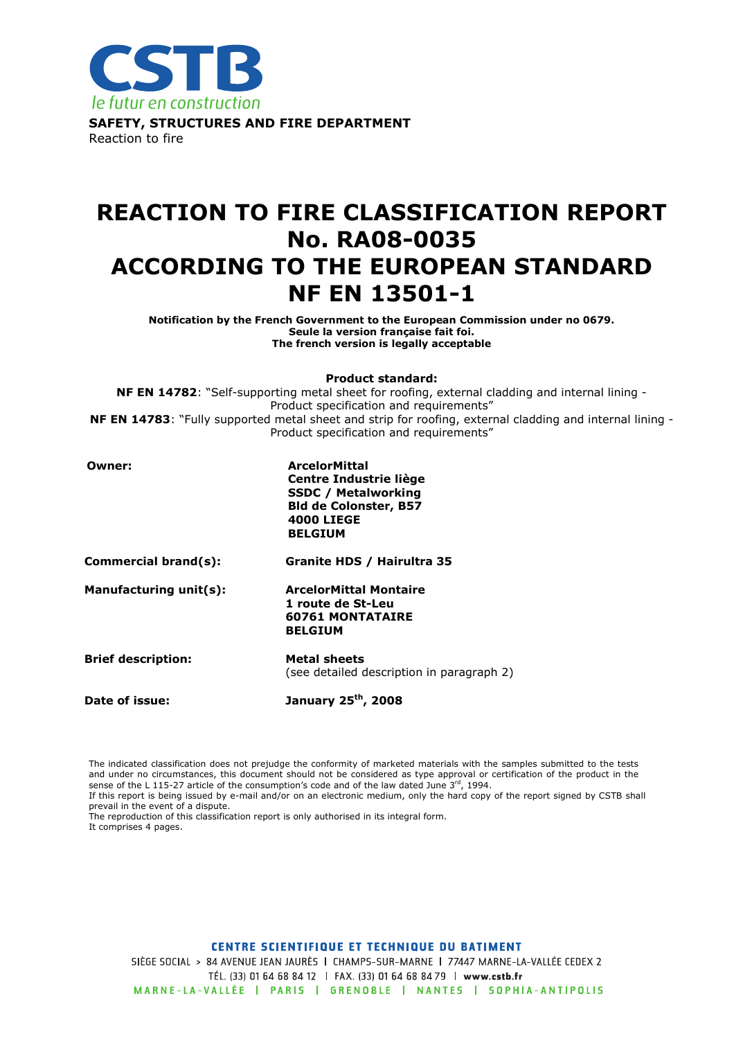CSTB

*le futur en construction*

**SAFETY, STRUCTURES AND FIRE DEPARTMENT**

Reaction to fire

# REACTION TO FIRE CLASSIFICATION REPORT No. RA08-0035 ACCORDING TO THE EUROPEAN STANDARD NF EN 13501-1

**Notification by the French Government to the European Commission under no 0679.**
**Seule la version française fait foi.**
**The french version is legally acceptable**

**Product standard:**

**NF EN 14782**: "Self-supporting metal sheet for roofing, external cladding and internal lining - Product specification and requirements"

**NF EN 14783**: "Fully supported metal sheet and strip for roofing, external cladding and internal lining - Product specification and requirements"

| | |
|---|---|
| **Owner:** | **ArcelorMittal**<br>**Centre Industrie liège**<br>**SSDC / Metalworking**<br>**Bld de Colonster, B57**<br>**4000 LIEGE**<br>**BELGIUM** |
| **Commercial brand(s):** | **Granite HDS / Hairultra 35** |
| **Manufacturing unit(s):** | **ArcelorMittal Montaire**<br>**1 route de St-Leu**<br>**60761 MONTATAIRE**<br>**BELGIUM** |
| **Brief description:** | **Metal sheets**<br>(see detailed description in paragraph 2) |
| **Date of issue:** | **January 25th, 2008** |

The indicated classification does not prejudge the conformity of marketed materials with the samples submitted to the tests and under no circumstances, this document should not be considered as type approval or certification of the product in the sense of the L 115-27 article of the consumption's code and of the law dated June 3rd, 1994.

If this report is being issued by e-mail and/or on an electronic medium, only the hard copy of the report signed by CSTB shall prevail in the event of a dispute.

The reproduction of this classification report is only authorised in its integral form.

It comprises 4 pages.

**CENTRE SCIENTIFIQUE ET TECHNIQUE DU BATIMENT**

SIÈGE SOCIAL > 84 AVENUE JEAN JAURÈS | CHAMPS-SUR-MARNE | 77447 MARNE-LA-VALLÉE CEDEX 2

TÉL. (33) 01 64 68 84 12 | FAX. (33) 01 64 68 84 79 | **www.cstb.fr**

MARNE-LA-VALLÉE | PARIS | GRENOBLE | NANTES | SOPHIA-ANTIPOLIS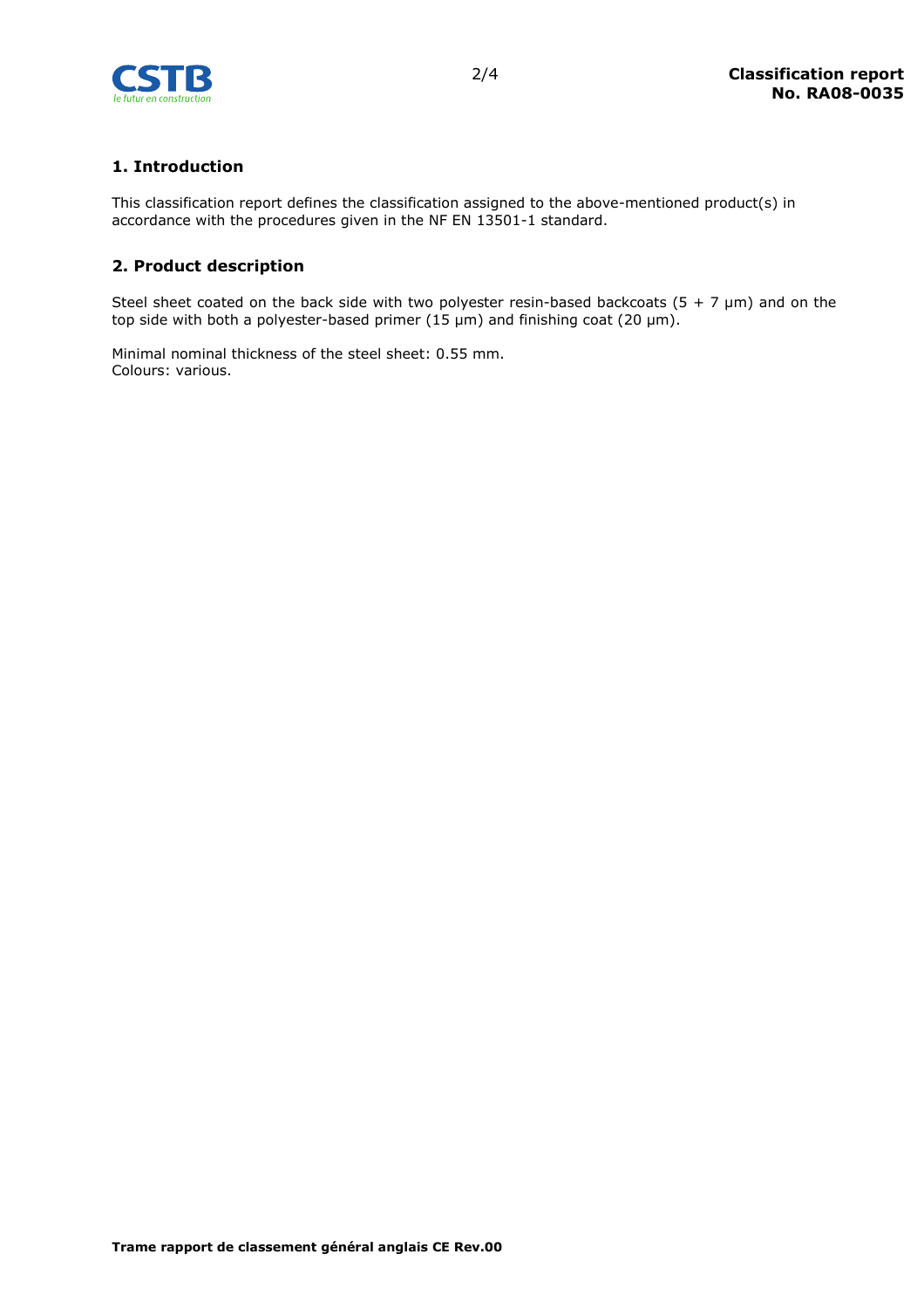## 1. Introduction

This classification report defines the classification assigned to the above-mentioned product(s) in accordance with the procedures given in the NF EN 13501-1 standard.

## 2. Product description

Steel sheet coated on the back side with two polyester resin-based backcoats (5 + 7 µm) and on the top side with both a polyester-based primer (15 µm) and finishing coat (20 µm).

Minimal nominal thickness of the steel sheet: 0.55 mm.
Colours: various.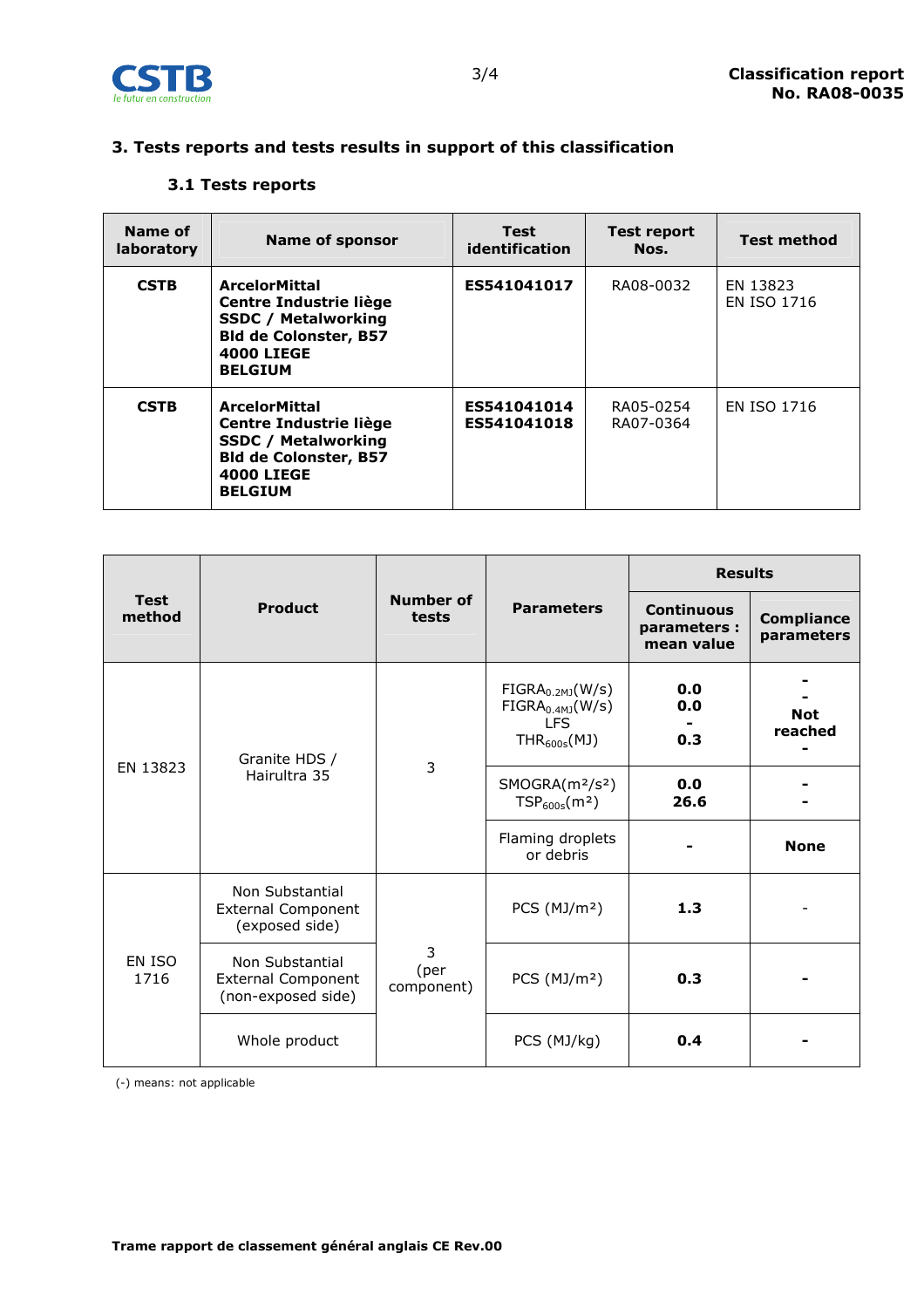## 3. Tests reports and tests results in support of this classification

### 3.1 Tests reports

| Name of laboratory | Name of sponsor | Test identification | Test report Nos. | Test method |
|---|---|---|---|---|
| **CSTB** | **ArcelorMittal**<br>**Centre Industrie liège**<br>**SSDC / Metalworking**<br>**Bld de Colonster, B57**<br>**4000 LIEGE**<br>**BELGIUM** | **ES541041017** | RA08-0032 | EN 13823<br>EN ISO 1716 |
| **CSTB** | **ArcelorMittal**<br>**Centre Industrie liège**<br>**SSDC / Metalworking**<br>**Bld de Colonster, B57**<br>**4000 LIEGE**<br>**BELGIUM** | **ES541041014**<br>**ES541041018** | RA05-0254<br>RA07-0364 | EN ISO 1716 |

| Test method | Product | Number of tests | Parameters | Results | |
|---|---|---|---|---|---|
| | | | | Continuous parameters : mean value | Compliance parameters |
| EN 13823 | Granite HDS / Hairultra 35 | 3 | $FIGRA_{0.2MJ}$(W/s)<br>$FIGRA_{0.4MJ}$(W/s)<br>LFS<br>$THR_{600s}$(MJ) | **0.0**<br>**0.0**<br>**-**<br>**0.3** | **-**<br>**-**<br>**Not reached**<br>**-** |
| | | | SMOGRA($m^2/s^2$)<br>$TSP_{600s}$($m^2$) | **0.0**<br>**26.6** | **-**<br>**-** |
| | | | Flaming droplets or debris | **-** | **None** |
| EN ISO 1716 | Non Substantial External Component (exposed side) | 3 (per component) | PCS (MJ/m²) | **1.3** | - |
| | Non Substantial External Component (non-exposed side) | | PCS (MJ/m²) | **0.3** | **-** |
| | Whole product | | PCS (MJ/kg) | **0.4** | **-** |

(-) means: not applicable

**Trame rapport de classement général anglais CE Rev.00**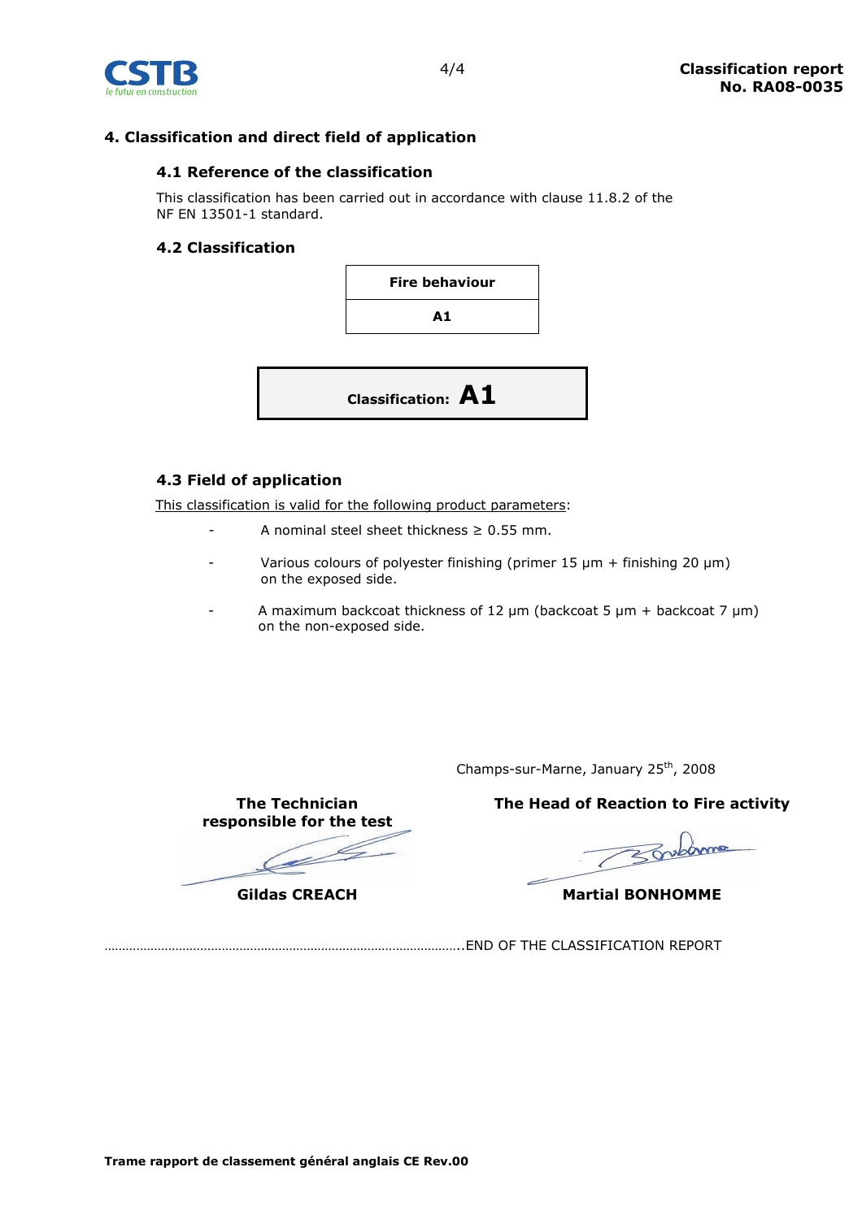## 4. Classification and direct field of application

### 4.1 Reference of the classification

This classification has been carried out in accordance with clause 11.8.2 of the NF EN 13501-1 standard.

### 4.2 Classification

| Fire behaviour |
| --- |
| A1 |

**Classification: A1**

### 4.3 Field of application

This classification is valid for the following product parameters:

- A nominal steel sheet thickness ≥ 0.55 mm.
- Various colours of polyester finishing (primer 15 µm + finishing 20 µm) on the exposed side.
- A maximum backcoat thickness of 12 µm (backcoat 5 µm + backcoat 7 µm) on the non-exposed side.

Champs-sur-Marne, January 25th, 2008

**The Technician responsible for the test**

**Gildas CREACH**

**The Head of Reaction to Fire activity**

**Martial BONHOMME**

…………………………………………………………………………………….END OF THE CLASSIFICATION REPORT

**Trame rapport de classement général anglais CE Rev.00**